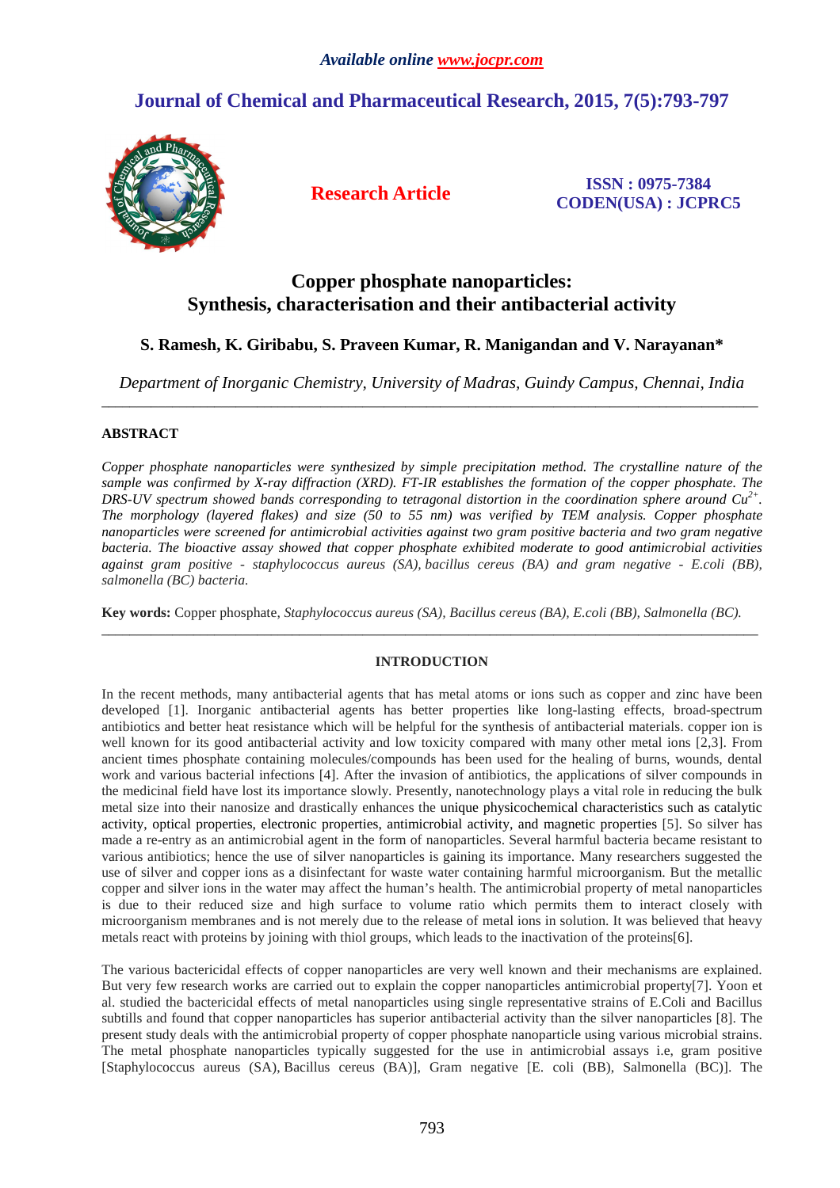*Available online www.jocpr.com*

# Journal of Chemical and Pharmaceutical Research, 2015, 7(5):793-797

**Research Article**

**ISSN : 0975-7384**
**CODEN(USA) : JCPRC5**

# Copper phosphate nanoparticles: Synthesis, characterisation and their antibacterial activity

**S. Ramesh, K. Giribabu, S. Praveen Kumar, R. Manigandan and V. Narayanan***

*Department of Inorganic Chemistry, University of Madras, Guindy Campus, Chennai, India*

---

## ABSTRACT

*Copper phosphate nanoparticles were synthesized by simple precipitation method. The crystalline nature of the sample was confirmed by X-ray diffraction (XRD). FT-IR establishes the formation of the copper phosphate. The DRS-UV spectrum showed bands corresponding to tetragonal distortion in the coordination sphere around $Cu^{2+}$. The morphology (layered flakes) and size (50 to 55 nm) was verified by TEM analysis. Copper phosphate nanoparticles were screened for antimicrobial activities against two gram positive bacteria and two gram negative bacteria. The bioactive assay showed that copper phosphate exhibited moderate to good antimicrobial activities against gram positive - staphylococcus aureus (SA), bacillus cereus (BA) and gram negative - E.coli (BB), salmonella (BC) bacteria.*

**Key words:** Copper phosphate, *Staphylococcus aureus (SA), Bacillus cereus (BA), E.coli (BB), Salmonella (BC).*

---

## INTRODUCTION

In the recent methods, many antibacterial agents that has metal atoms or ions such as copper and zinc have been developed [1]. Inorganic antibacterial agents has better properties like long-lasting effects, broad-spectrum antibiotics and better heat resistance which will be helpful for the synthesis of antibacterial materials. copper ion is well known for its good antibacterial activity and low toxicity compared with many other metal ions [2,3]. From ancient times phosphate containing molecules/compounds has been used for the healing of burns, wounds, dental work and various bacterial infections [4]. After the invasion of antibiotics, the applications of silver compounds in the medicinal field have lost its importance slowly. Presently, nanotechnology plays a vital role in reducing the bulk metal size into their nanosize and drastically enhances the unique physicochemical characteristics such as catalytic activity, optical properties, electronic properties, antimicrobial activity, and magnetic properties [5]. So silver has made a re-entry as an antimicrobial agent in the form of nanoparticles. Several harmful bacteria became resistant to various antibiotics; hence the use of silver nanoparticles is gaining its importance. Many researchers suggested the use of silver and copper ions as a disinfectant for waste water containing harmful microorganism. But the metallic copper and silver ions in the water may affect the human's health. The antimicrobial property of metal nanoparticles is due to their reduced size and high surface to volume ratio which permits them to interact closely with microorganism membranes and is not merely due to the release of metal ions in solution. It was believed that heavy metals react with proteins by joining with thiol groups, which leads to the inactivation of the proteins[6].

The various bactericidal effects of copper nanoparticles are very well known and their mechanisms are explained. But very few research works are carried out to explain the copper nanoparticles antimicrobial property[7]. Yoon et al. studied the bactericidal effects of metal nanoparticles using single representative strains of E.Coli and Bacillus subtills and found that copper nanoparticles has superior antibacterial activity than the silver nanoparticles [8]. The present study deals with the antimicrobial property of copper phosphate nanoparticle using various microbial strains. The metal phosphate nanoparticles typically suggested for the use in antimicrobial assays i.e, gram positive [Staphylococcus aureus (SA), Bacillus cereus (BA)], Gram negative [E. coli (BB), Salmonella (BC)]. The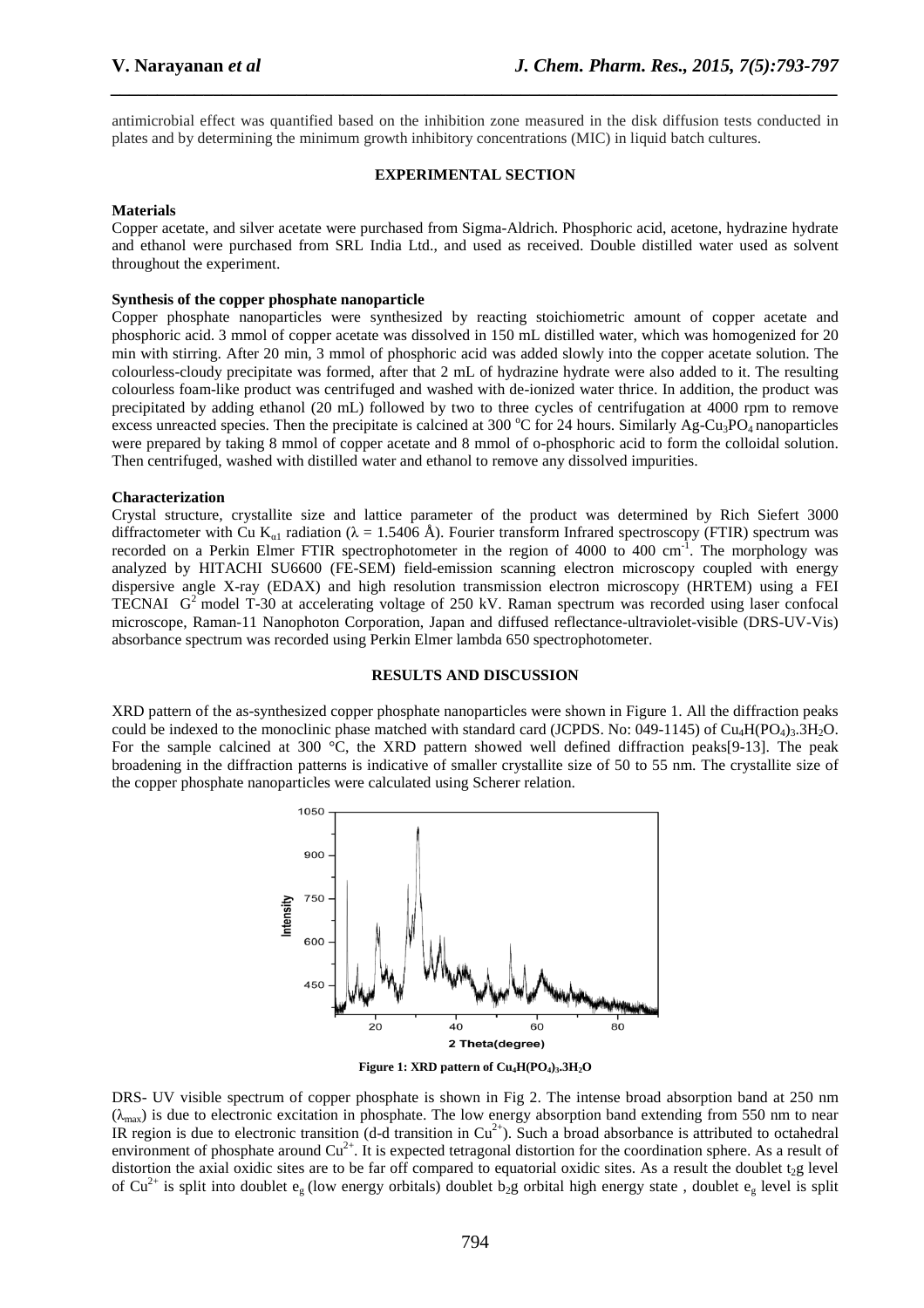antimicrobial effect was quantified based on the inhibition zone measured in the disk diffusion tests conducted in plates and by determining the minimum growth inhibitory concentrations (MIC) in liquid batch cultures.

## EXPERIMENTAL SECTION

### Materials

Copper acetate, and silver acetate were purchased from Sigma-Aldrich. Phosphoric acid, acetone, hydrazine hydrate and ethanol were purchased from SRL India Ltd., and used as received. Double distilled water used as solvent throughout the experiment.

### Synthesis of the copper phosphate nanoparticle

Copper phosphate nanoparticles were synthesized by reacting stoichiometric amount of copper acetate and phosphoric acid. 3 mmol of copper acetate was dissolved in 150 mL distilled water, which was homogenized for 20 min with stirring. After 20 min, 3 mmol of phosphoric acid was added slowly into the copper acetate solution. The colourless-cloudy precipitate was formed, after that 2 mL of hydrazine hydrate were also added to it. The resulting colourless foam-like product was centrifuged and washed with de-ionized water thrice. In addition, the product was precipitated by adding ethanol (20 mL) followed by two to three cycles of centrifugation at 4000 rpm to remove excess unreacted species. Then the precipitate is calcined at 300 °C for 24 hours. Similarly Ag-$Cu_3PO_4$ nanoparticles were prepared by taking 8 mmol of copper acetate and 8 mmol of o-phosphoric acid to form the colloidal solution. Then centrifuged, washed with distilled water and ethanol to remove any dissolved impurities.

### Characterization

Crystal structure, crystallite size and lattice parameter of the product was determined by Rich Siefert 3000 diffractometer with Cu $K_{\alpha 1}$ radiation ($\lambda$ = 1.5406 Å). Fourier transform Infrared spectroscopy (FTIR) spectrum was recorded on a Perkin Elmer FTIR spectrophotometer in the region of 4000 to 400 $cm^{-1}$. The morphology was analyzed by HITACHI SU6600 (FE-SEM) field-emission scanning electron microscopy coupled with energy dispersive angle X-ray (EDAX) and high resolution transmission electron microscopy (HRTEM) using a FEI TECNAI $G^2$ model T-30 at accelerating voltage of 250 kV. Raman spectrum was recorded using laser confocal microscope, Raman-11 Nanophoton Corporation, Japan and diffused reflectance-ultraviolet-visible (DRS-UV-Vis) absorbance spectrum was recorded using Perkin Elmer lambda 650 spectrophotometer.

## RESULTS AND DISCUSSION

XRD pattern of the as-synthesized copper phosphate nanoparticles were shown in Figure 1. All the diffraction peaks could be indexed to the monoclinic phase matched with standard card (JCPDS. No: 049-1145) of $Cu_4H(PO_4)_3.3H_2O$. For the sample calcined at 300 °C, the XRD pattern showed well defined diffraction peaks[9-13]. The peak broadening in the diffraction patterns is indicative of smaller crystallite size of 50 to 55 nm. The crystallite size of the copper phosphate nanoparticles were calculated using Scherer relation.

**Figure 1: XRD pattern of $Cu_4H(PO_4)_3.3H_2O$**

DRS- UV visible spectrum of copper phosphate is shown in Fig 2. The intense broad absorption band at 250 nm ($\lambda_{max}$) is due to electronic excitation in phosphate. The low energy absorption band extending from 550 nm to near IR region is due to electronic transition (d-d transition in $Cu^{2+}$). Such a broad absorbance is attributed to octahedral environment of phosphate around $Cu^{2+}$. It is expected tetragonal distortion for the coordination sphere. As a result of distortion the axial oxidic sites are to be far off compared to equatorial oxidic sites. As a result the doublet $t_2g$ level of $Cu^{2+}$ is split into doublet $e_g$ (low energy orbitals) doublet $b_2g$ orbital high energy state , doublet $e_g$ level is split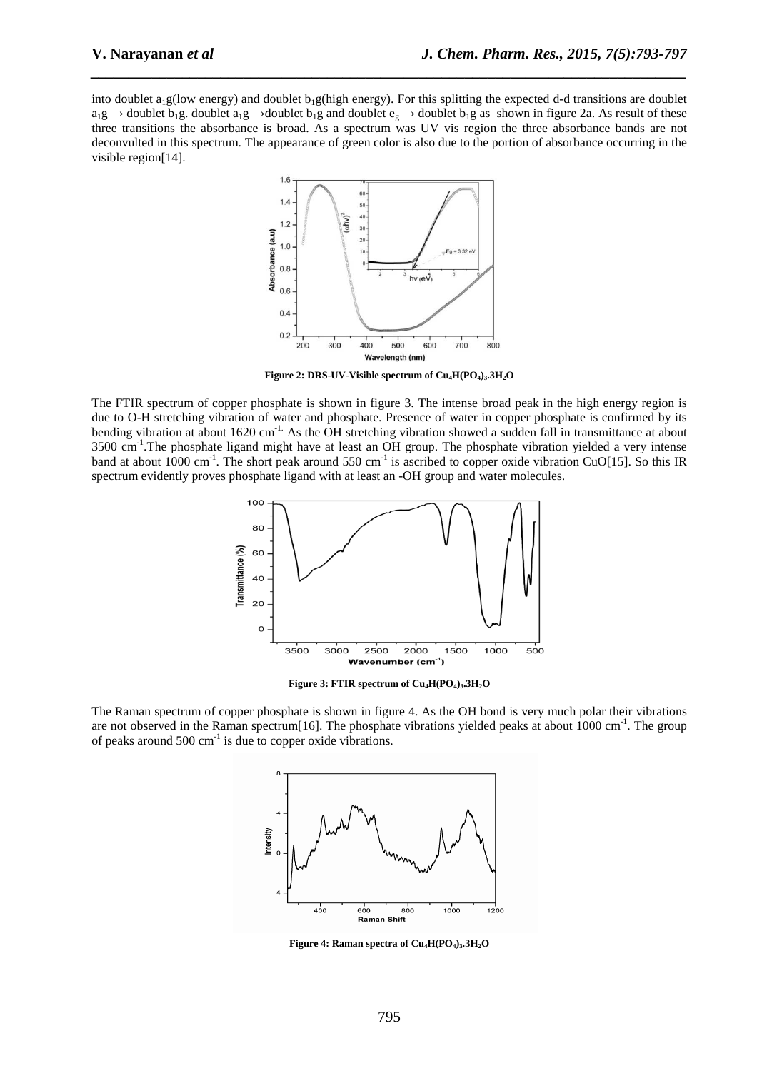into doublet $a_1g$(low energy) and doublet $b_1g$(high energy). For this splitting the expected d-d transitions are doublet $a_1g \rightarrow$ doublet $b_1g$. doublet $a_1g \rightarrow$doublet $b_1g$ and doublet $e_g \rightarrow$ doublet $b_1g$ as shown in figure 2a. As result of these three transitions the absorbance is broad. As a spectrum was UV vis region the three absorbance bands are not deconvulted in this spectrum. The appearance of green color is also due to the portion of absorbance occurring in the visible region[14].

**Figure 2: DRS-UV-Visible spectrum of $Cu_4H(PO_4)_3.3H_2O$**

The FTIR spectrum of copper phosphate is shown in figure 3. The intense broad peak in the high energy region is due to O-H stretching vibration of water and phosphate. Presence of water in copper phosphate is confirmed by its bending vibration at about 1620 $cm^{-1}$. As the OH stretching vibration showed a sudden fall in transmittance at about 3500 $cm^{-1}$.The phosphate ligand might have at least an OH group. The phosphate vibration yielded a very intense band at about 1000 $cm^{-1}$. The short peak around 550 $cm^{-1}$ is ascribed to copper oxide vibration CuO[15]. So this IR spectrum evidently proves phosphate ligand with at least an -OH group and water molecules.

**Figure 3: FTIR spectrum of $Cu_4H(PO_4)_3.3H_2O$**

The Raman spectrum of copper phosphate is shown in figure 4. As the OH bond is very much polar their vibrations are not observed in the Raman spectrum[16]. The phosphate vibrations yielded peaks at about 1000 $cm^{-1}$. The group of peaks around 500 $cm^{-1}$ is due to copper oxide vibrations.

**Figure 4: Raman spectra of $Cu_4H(PO_4)_3.3H_2O$**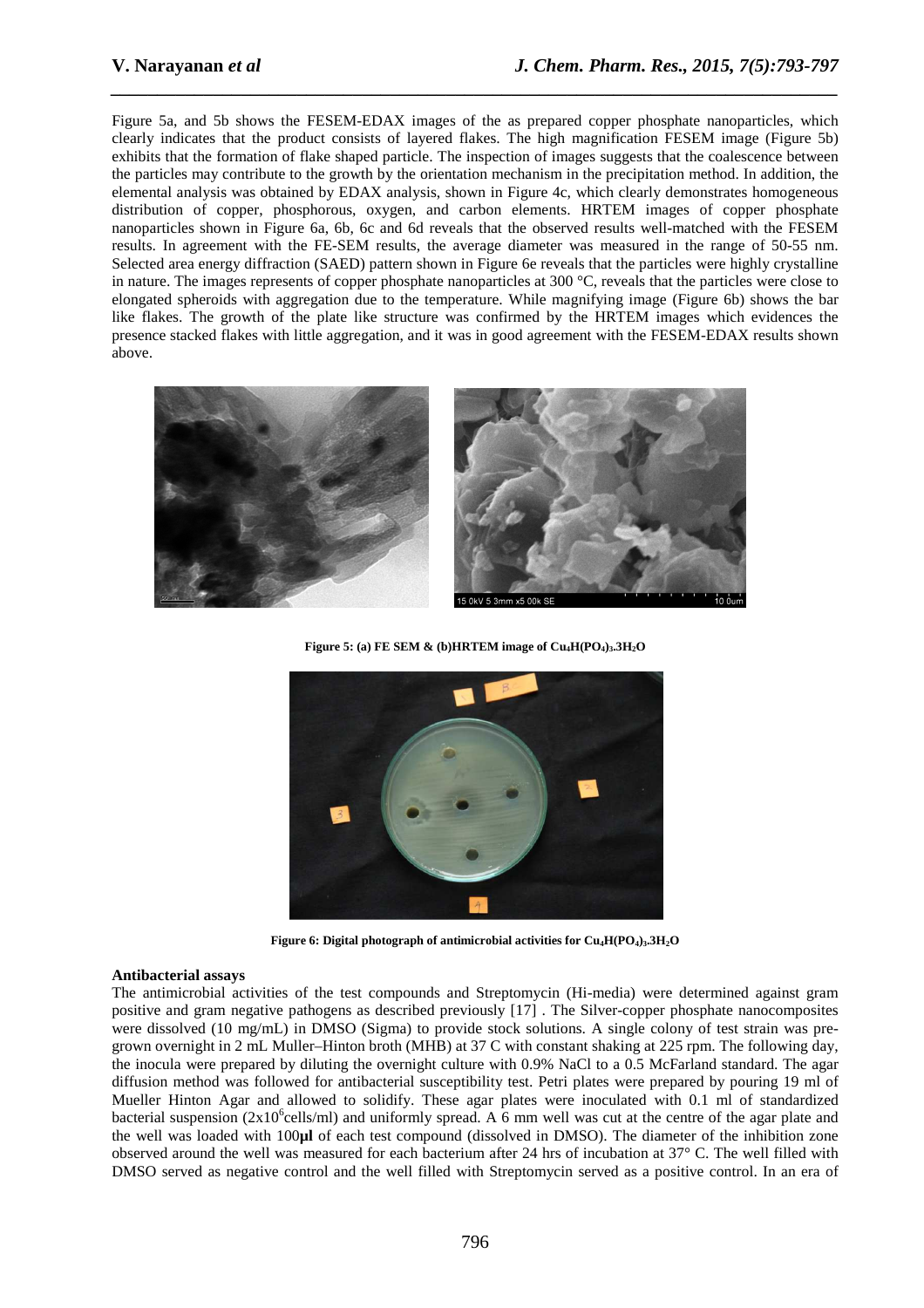Figure 5a, and 5b shows the FESEM-EDAX images of the as prepared copper phosphate nanoparticles, which clearly indicates that the product consists of layered flakes. The high magnification FESEM image (Figure 5b) exhibits that the formation of flake shaped particle. The inspection of images suggests that the coalescence between the particles may contribute to the growth by the orientation mechanism in the precipitation method. In addition, the elemental analysis was obtained by EDAX analysis, shown in Figure 4c, which clearly demonstrates homogeneous distribution of copper, phosphorous, oxygen, and carbon elements. HRTEM images of copper phosphate nanoparticles shown in Figure 6a, 6b, 6c and 6d reveals that the observed results well-matched with the FESEM results. In agreement with the FE-SEM results, the average diameter was measured in the range of 50-55 nm. Selected area energy diffraction (SAED) pattern shown in Figure 6e reveals that the particles were highly crystalline in nature. The images represents of copper phosphate nanoparticles at 300 °C, reveals that the particles were close to elongated spheroids with aggregation due to the temperature. While magnifying image (Figure 6b) shows the bar like flakes. The growth of the plate like structure was confirmed by the HRTEM images which evidences the presence stacked flakes with little aggregation, and it was in good agreement with the FESEM-EDAX results shown above.

**Figure 5: (a) FE SEM & (b)HRTEM image of $Cu_4H(PO_4)_3.3H_2O$**

**Figure 6: Digital photograph of antimicrobial activities for $Cu_4H(PO_4)_3.3H_2O$**

## Antibacterial assays

The antimicrobial activities of the test compounds and Streptomycin (Hi-media) were determined against gram positive and gram negative pathogens as described previously [17] . The Silver-copper phosphate nanocomposites were dissolved (10 mg/mL) in DMSO (Sigma) to provide stock solutions. A single colony of test strain was pre-grown overnight in 2 mL Muller–Hinton broth (MHB) at 37 C with constant shaking at 225 rpm. The following day, the inocula were prepared by diluting the overnight culture with 0.9% NaCl to a 0.5 McFarland standard. The agar diffusion method was followed for antibacterial susceptibility test. Petri plates were prepared by pouring 19 ml of Mueller Hinton Agar and allowed to solidify. These agar plates were inoculated with 0.1 ml of standardized bacterial suspension ($2x10^6$cells/ml) and uniformly spread. A 6 mm well was cut at the centre of the agar plate and the well was loaded with 100**µl** of each test compound (dissolved in DMSO). The diameter of the inhibition zone observed around the well was measured for each bacterium after 24 hrs of incubation at 37° C. The well filled with DMSO served as negative control and the well filled with Streptomycin served as a positive control. In an era of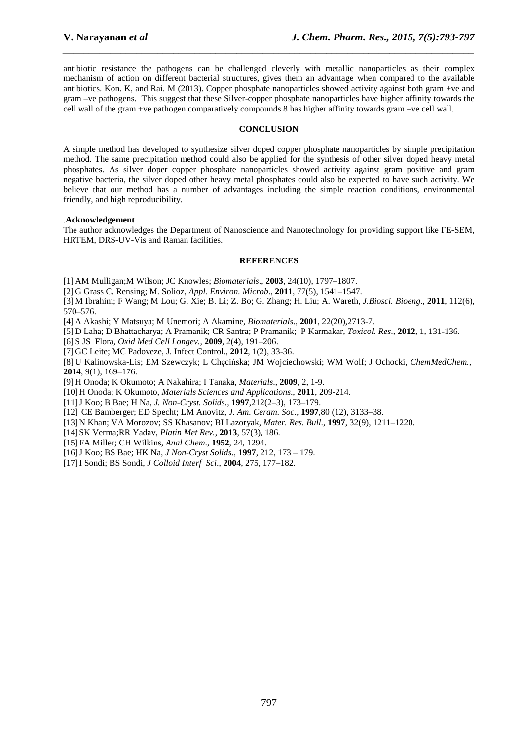antibiotic resistance the pathogens can be challenged cleverly with metallic nanoparticles as their complex mechanism of action on different bacterial structures, gives them an advantage when compared to the available antibiotics. Kon. K, and Rai. M (2013). Copper phosphate nanoparticles showed activity against both gram +ve and gram –ve pathogens. This suggest that these Silver-copper phosphate nanoparticles have higher affinity towards the cell wall of the gram +ve pathogen comparatively compounds 8 has higher affinity towards gram –ve cell wall.

## CONCLUSION

A simple method has developed to synthesize silver doped copper phosphate nanoparticles by simple precipitation method. The same precipitation method could also be applied for the synthesis of other silver doped heavy metal phosphates. As silver doper copper phosphate nanoparticles showed activity against gram positive and gram negative bacteria, the silver doped other heavy metal phosphates could also be expected to have such activity. We believe that our method has a number of advantages including the simple reaction conditions, environmental friendly, and high reproducibility.

.**Acknowledgement**

The author acknowledges the Department of Nanoscience and Nanotechnology for providing support like FE-SEM, HRTEM, DRS-UV-Vis and Raman facilities.

## REFERENCES

[1] AM Mulligan;M Wilson; JC Knowles; *Biomaterials*., **2003**, 24(10), 1797–1807.

[2] G Grass C. Rensing; M. Solioz, *Appl. Environ. Microb*., **2011**, 77(5), 1541–1547.

[3] M Ibrahim; F Wang; M Lou; G. Xie; B. Li; Z. Bo; G. Zhang; H. Liu; A. Wareth, *J.Biosci. Bioeng*., **2011**, 112(6), 570–576.

[4] A Akashi; Y Matsuya; M Unemori; A Akamine, *Biomaterials*., **2001**, 22(20),2713-7.

[5] D Laha; D Bhattacharya; A Pramanik; CR Santra; P Pramanik; P Karmakar, *Toxicol. Res*., **2012**, 1, 131-136.

[6] S JS Flora, *Oxid Med Cell Longev.*, **2009**, 2(4), 191–206.

[7] GC Leite; MC Padoveze, J. Infect Control., **2012**, 1(2), 33-36.

[8] U Kalinowska-Lis; EM Szewczyk; L Chęcińska; JM Wojciechowski; WM Wolf; J Ochocki, *ChemMedChem.*, **2014**, 9(1), 169–176.

[9] H Onoda; K Okumoto; A Nakahira; I Tanaka, *Materials*., **2009**, 2, 1-9.

[10] H Onoda; K Okumoto, *Materials Sciences and Applications*., **2011**, 209-214.

[11] J Koo; B Bae; H Na, *J. Non-Cryst. Solids.*, **1997**,212(2–3), 173–179.

[12] CE Bamberger; ED Specht; LM Anovitz, *J. Am. Ceram. Soc.*, **1997**,80 (12), 3133–38.

[13] N Khan; VA Morozov; SS Khasanov; BI Lazoryak, *Mater. Res. Bull*., **1997**, 32(9), 1211–1220.

[14] SK Verma;RR Yadav, *Platin Met Rev.*, **2013**, 57(3), 186.

[15] FA Miller; CH Wilkins, *Anal Chem*., **1952**, 24, 1294.

[16] J Koo; BS Bae; HK Na, *J Non-Cryst Solids*., **1997**, 212, 173 – 179.

[17] I Sondi; BS Sondi, *J Colloid Interf Sci*., **2004**, 275, 177–182.